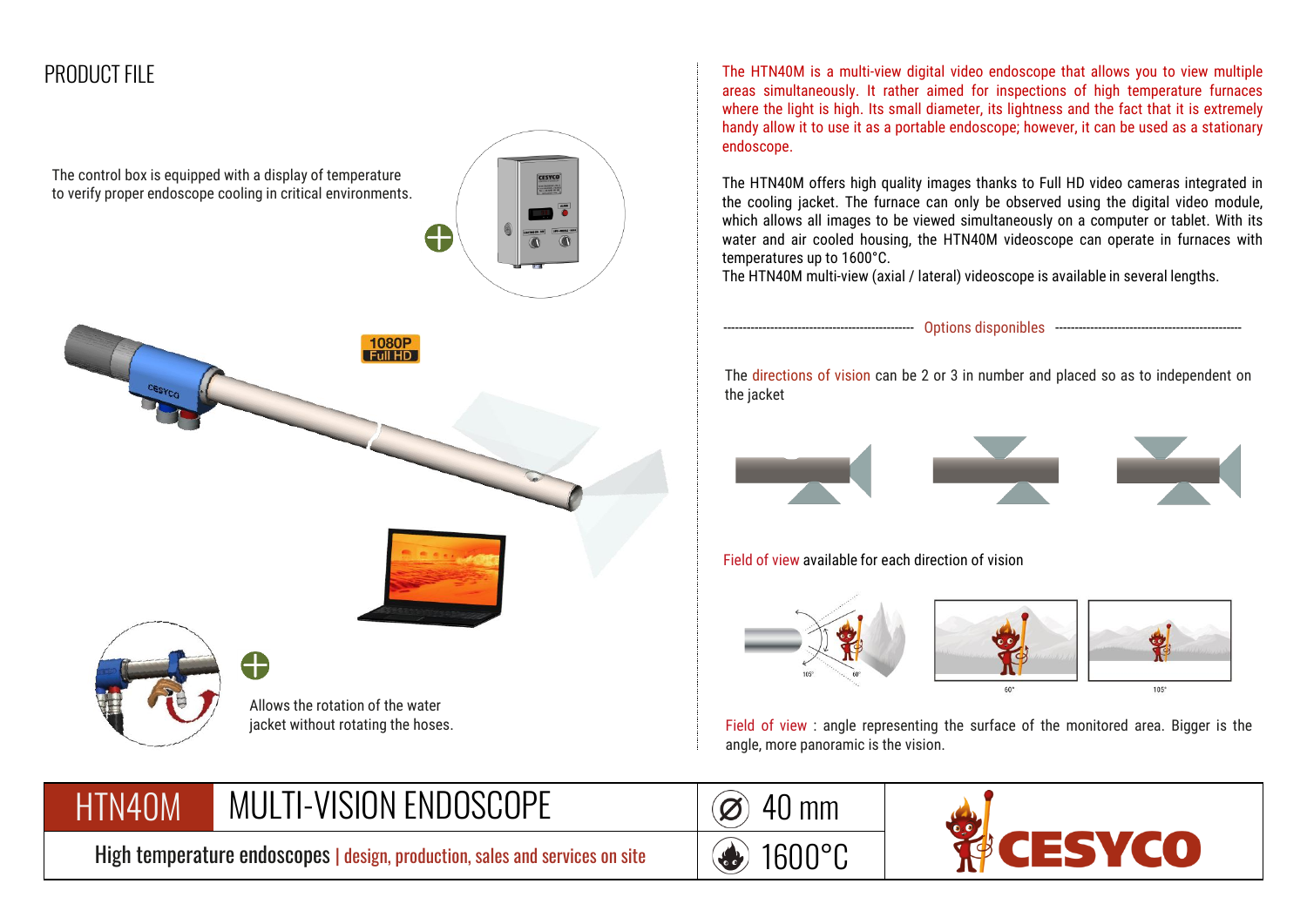# PRODUCT FILE

The control box is equipped with a display of temperature to verify proper endoscope cooling in critical environments.

Allows the rotation of the water jacket without rotating the hoses.

The HTN40M is a multi-view digital video endoscope that allows you to view multiple areas simultaneously. It rather aimed for inspections of high temperature furnaces where the light is high. Its small diameter, its lightness and the fact that it is extremely handy allow it to use it as a portable endoscope; however, it can be used as a stationary endoscope.

The HTN40M offers high quality images thanks to Full HD video cameras integrated in the cooling jacket. The furnace can only be observed using the digital video module, which allows all images to be viewed simultaneously on a computer or tablet. With its water and air cooled housing, the HTN40M videoscope can operate in furnaces with temperatures up to 1600°C.

The HTN40M multi-view (axial / lateral) videoscope is available in several lengths.

## Options disponibles

The directions of vision can be 2 or 3 in number and placed so as to independent on the jacket

Field of view available for each direction of vision

Field of view : angle representing the surface of the monitored area. Bigger is the angle, more panoramic is the vision.

## HTN40M MULTI-VISION ENDOSCOPE

High temperature endoscopes | design, production, sales and services on site

Ø 40 mm

1600°C

CESYCO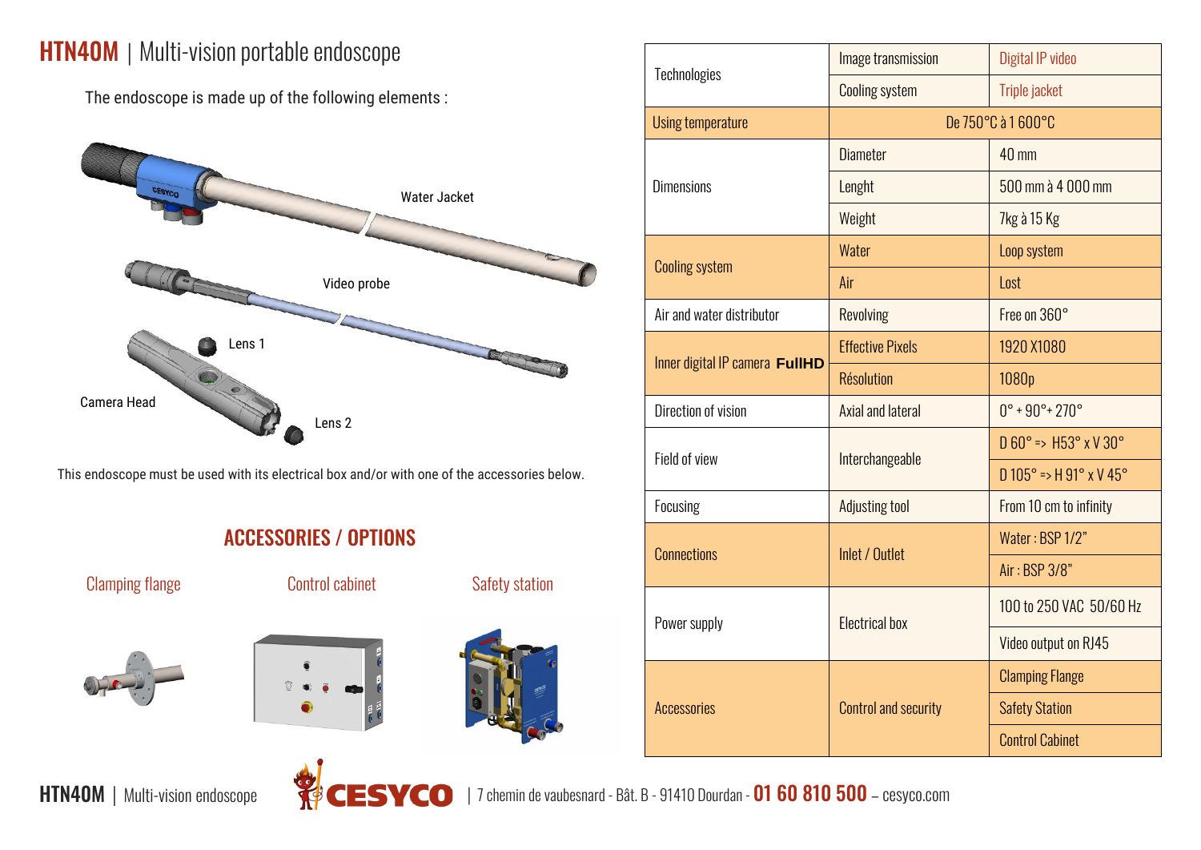# HTN40M | Multi-vision portable endoscope

The endoscope is made up of the following elements :

Water Jacket

Video probe

Lens 1

Camera Head

Lens 2

This endoscope must be used with its electrical box and/or with one of the accessories below.

## ACCESSORIES / OPTIONS

Clamping flange

Control cabinet

Safety station

| | | |
|---|---|---|
| Technologies | Image transmission | Digital IP video |
| | Cooling system | Triple jacket |
| Using temperature | De 750°C à 1 600°C | |
| Dimensions | Diameter | 40 mm |
| | Lenght | 500 mm à 4 000 mm |
| | Weight | 7kg à 15 Kg |
| Cooling system | Water | Loop system |
| | Air | Lost |
| Air and water distributor | Revolving | Free on 360° |
| Inner digital IP camera **FullHD** | Effective Pixels | 1920 X1080 |
| | Résolution | 1080p |
| Direction of vision | Axial and lateral | 0° + 90°+ 270° |
| Field of view | Interchangeable | D 60° => H53° x V 30° |
| | | D 105° => H 91° x V 45° |
| Focusing | Adjusting tool | From 10 cm to infinity |
| Connections | Inlet / Outlet | Water : BSP 1/2" |
| | | Air : BSP 3/8" |
| Power supply | Electrical box | 100 to 250 VAC 50/60 Hz |
| | | Video output on RJ45 |
| Accessories | Control and security | Clamping Flange |
| | | Safety Station |
| | | Control Cabinet |

**HTN40M** | Multi-vision endoscope CESYCO | 7 chemin de vaubesnard - Bât. B - 91410 Dourdan - **01 60 810 500** – cesyco.com